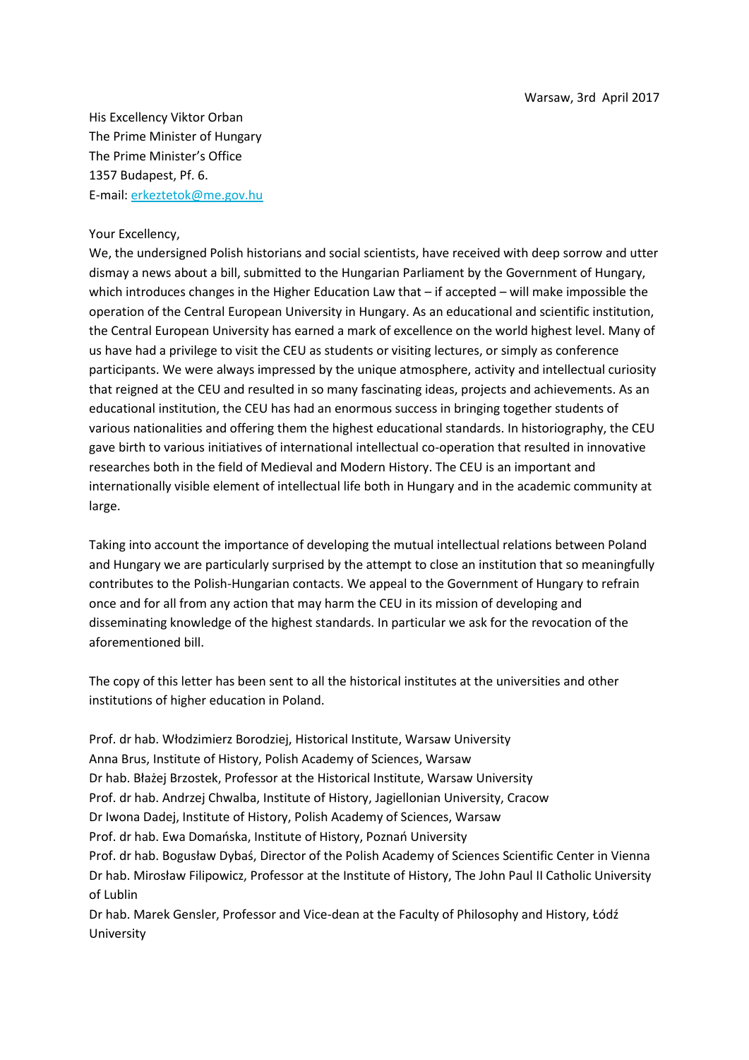Warsaw, 3rd April 2017

His Excellency Viktor Orban
The Prime Minister of Hungary
The Prime Minister's Office
1357 Budapest, Pf. 6.
E-mail: erkeztetok@me.gov.hu

Your Excellency,

We, the undersigned Polish historians and social scientists, have received with deep sorrow and utter dismay a news about a bill, submitted to the Hungarian Parliament by the Government of Hungary, which introduces changes in the Higher Education Law that – if accepted – will make impossible the operation of the Central European University in Hungary. As an educational and scientific institution, the Central European University has earned a mark of excellence on the world highest level. Many of us have had a privilege to visit the CEU as students or visiting lectures, or simply as conference participants. We were always impressed by the unique atmosphere, activity and intellectual curiosity that reigned at the CEU and resulted in so many fascinating ideas, projects and achievements. As an educational institution, the CEU has had an enormous success in bringing together students of various nationalities and offering them the highest educational standards. In historiography, the CEU gave birth to various initiatives of international intellectual co-operation that resulted in innovative researches both in the field of Medieval and Modern History. The CEU is an important and internationally visible element of intellectual life both in Hungary and in the academic community at large.

Taking into account the importance of developing the mutual intellectual relations between Poland and Hungary we are particularly surprised by the attempt to close an institution that so meaningfully contributes to the Polish-Hungarian contacts. We appeal to the Government of Hungary to refrain once and for all from any action that may harm the CEU in its mission of developing and disseminating knowledge of the highest standards. In particular we ask for the revocation of the aforementioned bill.

The copy of this letter has been sent to all the historical institutes at the universities and other institutions of higher education in Poland.

Prof. dr hab. Włodzimierz Borodziej, Historical Institute, Warsaw University
Anna Brus, Institute of History, Polish Academy of Sciences, Warsaw
Dr hab. Błażej Brzostek, Professor at the Historical Institute, Warsaw University
Prof. dr hab. Andrzej Chwalba, Institute of History, Jagiellonian University, Cracow
Dr Iwona Dadej, Institute of History, Polish Academy of Sciences, Warsaw
Prof. dr hab. Ewa Domańska, Institute of History, Poznań University
Prof. dr hab. Bogusław Dybaś, Director of the Polish Academy of Sciences Scientific Center in Vienna
Dr hab. Mirosław Filipowicz, Professor at the Institute of History, The John Paul II Catholic University of Lublin
Dr hab. Marek Gensler, Professor and Vice-dean at the Faculty of Philosophy and History, Łódź University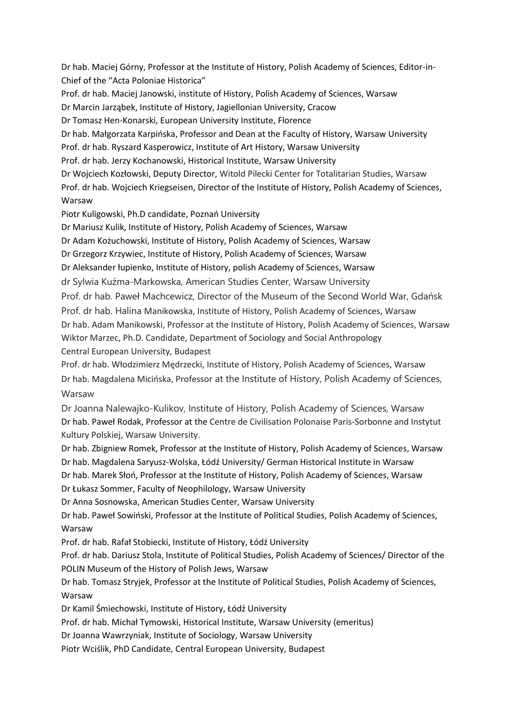Dr hab. Maciej Górny, Professor at the Institute of History, Polish Academy of Sciences, Editor-in-Chief of the "Acta Poloniae Historica"

Prof. dr hab. Maciej Janowski, institute of History, Polish Academy of Sciences, Warsaw

Dr Marcin Jarząbek, Institute of History, Jagiellonian University, Cracow

Dr Tomasz Hen-Konarski, European University Institute, Florence

Dr hab. Małgorzata Karpińska, Professor and Dean at the Faculty of History, Warsaw University

Prof. dr hab. Ryszard Kasperowicz, Institute of Art History, Warsaw University

Prof. dr hab. Jerzy Kochanowski, Historical Institute, Warsaw University

Dr Wojciech Kozłowski, Deputy Director, Witold Pilecki Center for Totalitarian Studies, Warsaw

Prof. dr hab. Wojciech Kriegseisen, Director of the Institute of History, Polish Academy of Sciences, Warsaw

Piotr Kuligowski, Ph.D candidate, Poznań University

Dr Mariusz Kulik, Institute of History, Polish Academy of Sciences, Warsaw

Dr Adam Kożuchowski, Institute of History, Polish Academy of Sciences, Warsaw

Dr Grzegorz Krzywiec, Institute of History, Polish Academy of Sciences, Warsaw

Dr Aleksander łupienko, Institute of History, polish Academy of Sciences, Warsaw

dr Sylwia Kuźma-Markowska, American Studies Center, Warsaw University

Prof. dr hab. Paweł Machcewicz, Director of the Museum of the Second World War, Gdańsk

Prof. dr hab. Halina Manikowska, Institute of History, Polish Academy of Sciences, Warsaw

Dr hab. Adam Manikowski, Professor at the Institute of History, Polish Academy of Sciences, Warsaw

Wiktor Marzec, Ph.D. Candidate, Department of Sociology and Social Anthropology Central European University, Budapest

Prof. dr hab. Włodzimierz Mędrzecki, Institute of History, Polish Academy of Sciences, Warsaw

Dr hab. Magdalena Micińska, Professor at the Institute of History, Polish Academy of Sciences, Warsaw

Dr Joanna Nalewajko-Kulikov, Institute of History, Polish Academy of Sciences, Warsaw

Dr hab. Paweł Rodak, Professor at the Centre de Civilisation Polonaise Paris-Sorbonne and Instytut Kultury Polskiej, Warsaw University.

Dr hab. Zbigniew Romek, Professor at the Institute of History, Polish Academy of Sciences, Warsaw

Dr hab. Magdalena Saryusz-Wolska, Łódź University/ German Historical Institute in Warsaw

Dr hab. Marek Słoń, Professor at the Institute of History, Polish Academy of Sciences, Warsaw

Dr Łukasz Sommer, Faculty of Neophilology, Warsaw University

Dr Anna Sosnowska, American Studies Center, Warsaw University

Dr hab. Paweł Sowiński, Professor at the Institute of Political Studies, Polish Academy of Sciences, Warsaw

Prof. dr hab. Rafał Stobiecki, Institute of History, Łódź University

Prof. dr hab. Dariusz Stola, Institute of Political Studies, Polish Academy of Sciences/ Director of the POLIN Museum of the History of Polish Jews, Warsaw

Dr hab. Tomasz Stryjek, Professor at the Institute of Political Studies, Polish Academy of Sciences, Warsaw

Dr Kamil Śmiechowski, Institute of History, Łódź University

Prof. dr hab. Michał Tymowski, Historical Institute, Warsaw University (emeritus)

Dr Joanna Wawrzyniak, Institute of Sociology, Warsaw University

Piotr Wciślik, PhD Candidate, Central European University, Budapest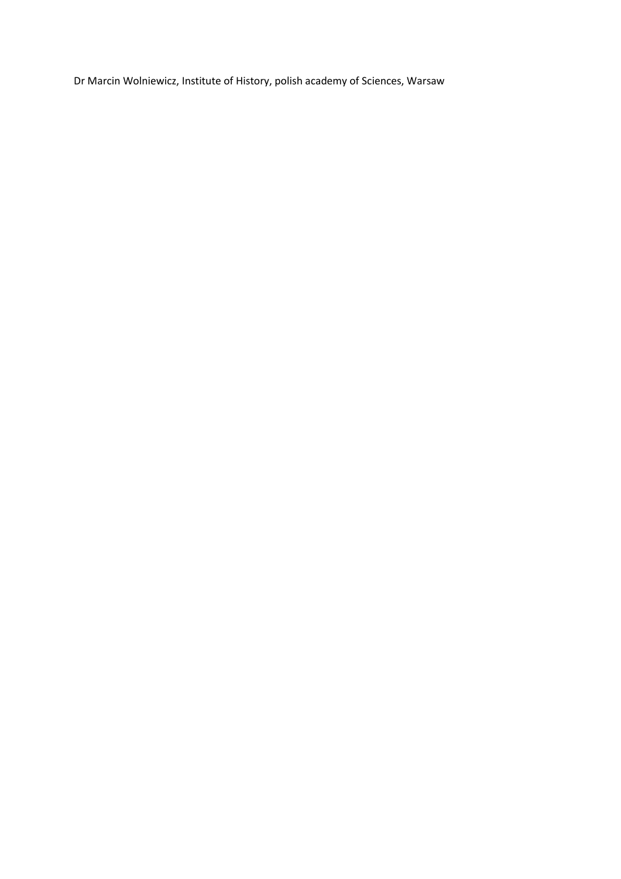Dr Marcin Wolniewicz, Institute of History, polish academy of Sciences, Warsaw